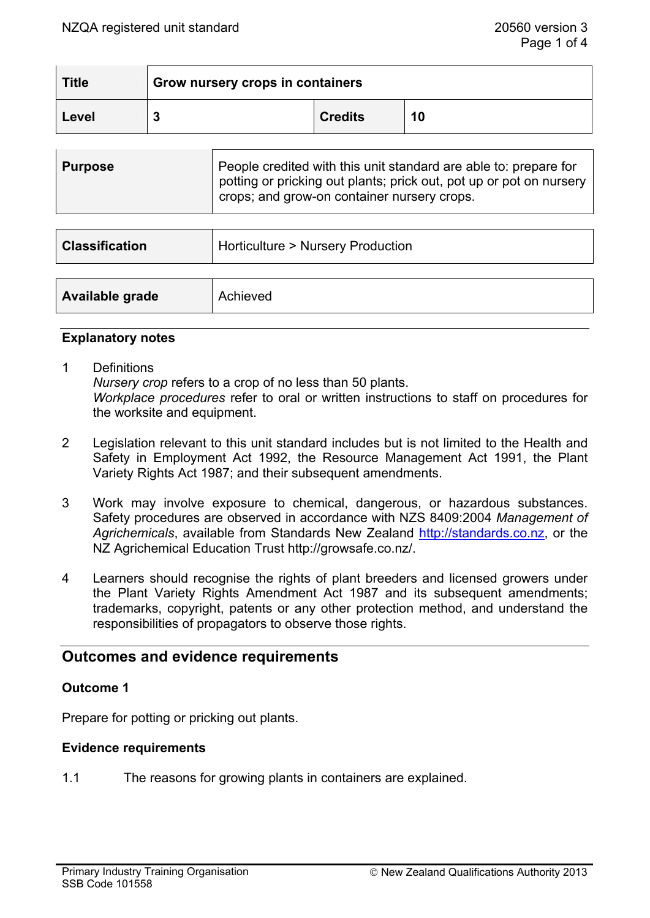| Title | Grow nursery crops in containers | | |
|---|---|---|---|
| Level | 3 | Credits | 10 |

| Purpose | People credited with this unit standard are able to: prepare for potting or pricking out plants; prick out, pot up or pot on nursery crops; and grow-on container nursery crops. |
|---|---|

| Classification | Horticulture > Nursery Production |
|---|---|

| Available grade | Achieved |
|---|---|

### Explanatory notes

1. Definitions
   *Nursery crop* refers to a crop of no less than 50 plants.
   *Workplace procedures* refer to oral or written instructions to staff on procedures for the worksite and equipment.

2. Legislation relevant to this unit standard includes but is not limited to the Health and Safety in Employment Act 1992, the Resource Management Act 1991, the Plant Variety Rights Act 1987; and their subsequent amendments.

3. Work may involve exposure to chemical, dangerous, or hazardous substances. Safety procedures are observed in accordance with NZS 8409:2004 *Management of Agrichemicals*, available from Standards New Zealand http://standards.co.nz, or the NZ Agrichemical Education Trust http://growsafe.co.nz/.

4. Learners should recognise the rights of plant breeders and licensed growers under the Plant Variety Rights Amendment Act 1987 and its subsequent amendments; trademarks, copyright, patents or any other protection method, and understand the responsibilities of propagators to observe those rights.

## Outcomes and evidence requirements

### Outcome 1

Prepare for potting or pricking out plants.

### Evidence requirements

1.1 The reasons for growing plants in containers are explained.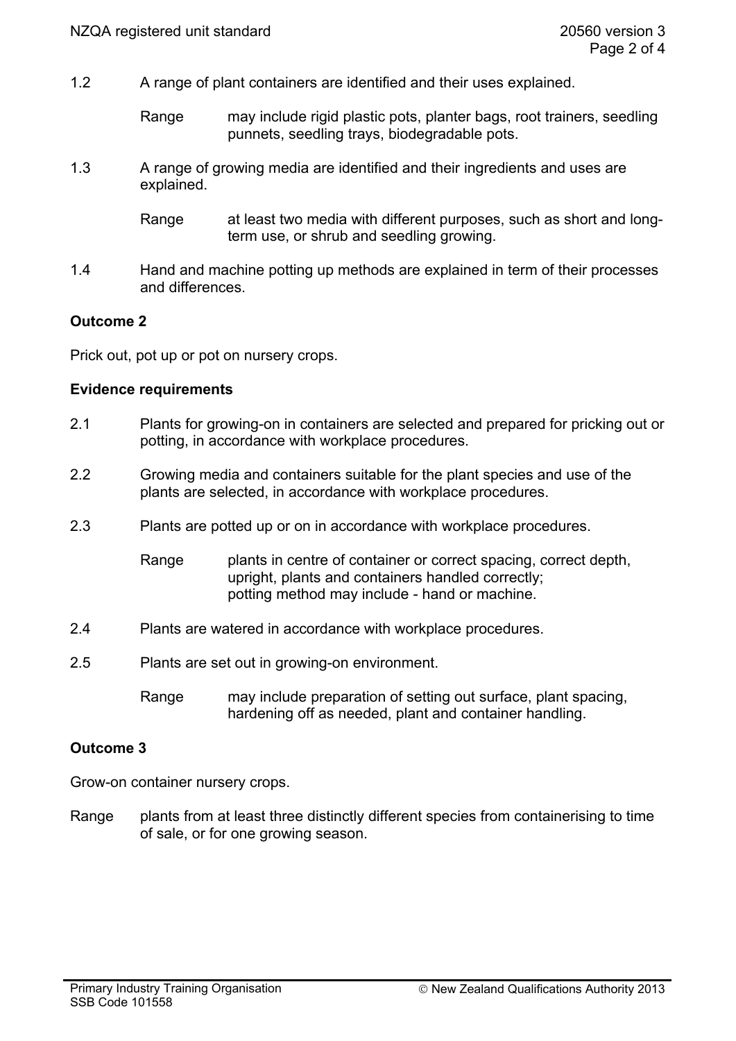1.2 A range of plant containers are identified and their uses explained.

Range may include rigid plastic pots, planter bags, root trainers, seedling punnets, seedling trays, biodegradable pots.

1.3 A range of growing media are identified and their ingredients and uses are explained.

Range at least two media with different purposes, such as short and long-term use, or shrub and seedling growing.

1.4 Hand and machine potting up methods are explained in term of their processes and differences.

**Outcome 2**

Prick out, pot up or pot on nursery crops.

**Evidence requirements**

2.1 Plants for growing-on in containers are selected and prepared for pricking out or potting, in accordance with workplace procedures.

2.2 Growing media and containers suitable for the plant species and use of the plants are selected, in accordance with workplace procedures.

2.3 Plants are potted up or on in accordance with workplace procedures.

Range plants in centre of container or correct spacing, correct depth, upright, plants and containers handled correctly;
potting method may include - hand or machine.

2.4 Plants are watered in accordance with workplace procedures.

2.5 Plants are set out in growing-on environment.

Range may include preparation of setting out surface, plant spacing, hardening off as needed, plant and container handling.

**Outcome 3**

Grow-on container nursery crops.

Range plants from at least three distinctly different species from containerising to time of sale, or for one growing season.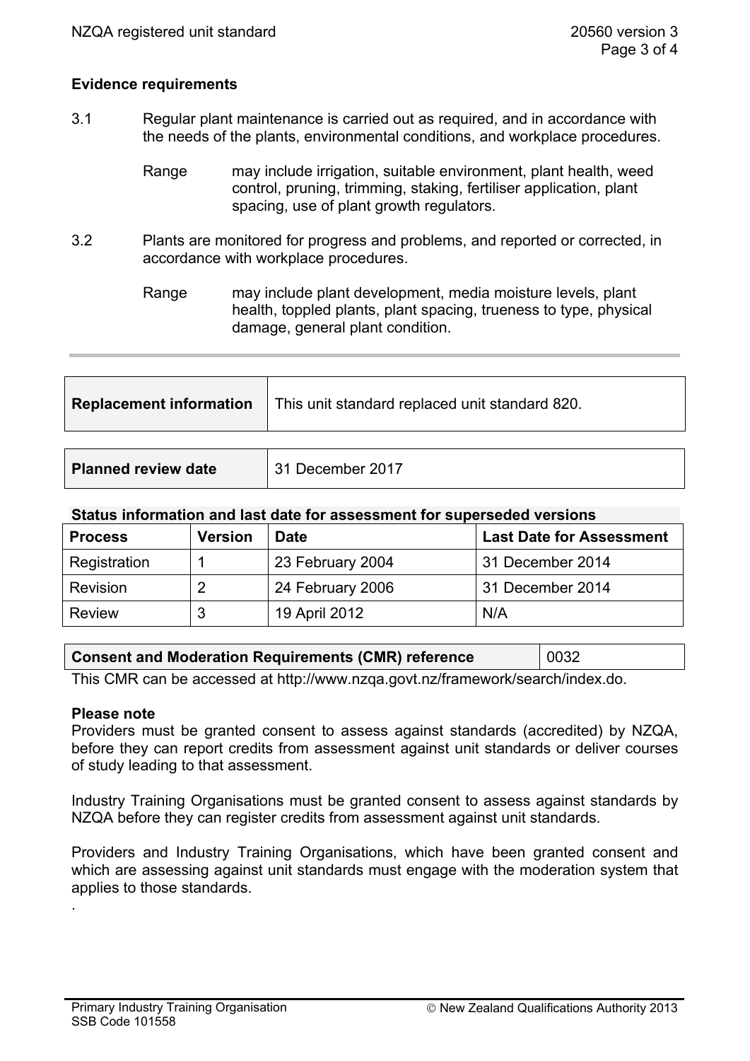**Evidence requirements**

3.1 Regular plant maintenance is carried out as required, and in accordance with the needs of the plants, environmental conditions, and workplace procedures.

Range may include irrigation, suitable environment, plant health, weed control, pruning, trimming, staking, fertiliser application, plant spacing, use of plant growth regulators.

3.2 Plants are monitored for progress and problems, and reported or corrected, in accordance with workplace procedures.

Range may include plant development, media moisture levels, plant health, toppled plants, plant spacing, trueness to type, physical damage, general plant condition.

| **Replacement information** | This unit standard replaced unit standard 820. |
|---|---|

| **Planned review date** | 31 December 2017 |
|---|---|

**Status information and last date for assessment for superseded versions**

| Process | Version | Date | Last Date for Assessment |
|---|---|---|---|
| Registration | 1 | 23 February 2004 | 31 December 2014 |
| Revision | 2 | 24 February 2006 | 31 December 2014 |
| Review | 3 | 19 April 2012 | N/A |

| **Consent and Moderation Requirements (CMR) reference** | 0032 |
|---|---|

This CMR can be accessed at http://www.nzqa.govt.nz/framework/search/index.do.

**Please note**

Providers must be granted consent to assess against standards (accredited) by NZQA, before they can report credits from assessment against unit standards or deliver courses of study leading to that assessment.

Industry Training Organisations must be granted consent to assess against standards by NZQA before they can register credits from assessment against unit standards.

Providers and Industry Training Organisations, which have been granted consent and which are assessing against unit standards must engage with the moderation system that applies to those standards.

.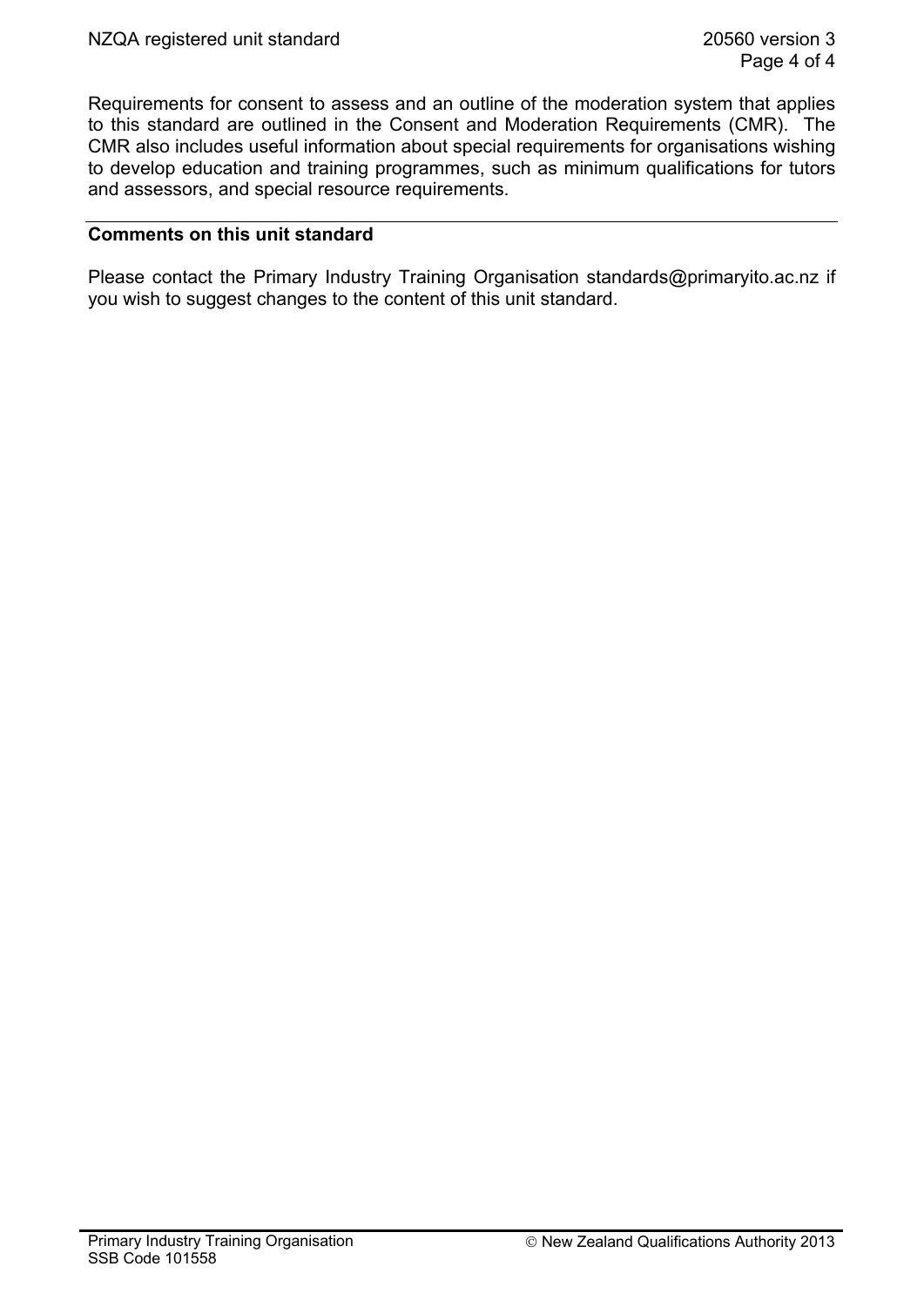Requirements for consent to assess and an outline of the moderation system that applies to this standard are outlined in the Consent and Moderation Requirements (CMR). The CMR also includes useful information about special requirements for organisations wishing to develop education and training programmes, such as minimum qualifications for tutors and assessors, and special resource requirements.

**Comments on this unit standard**

Please contact the Primary Industry Training Organisation standards@primaryito.ac.nz if you wish to suggest changes to the content of this unit standard.